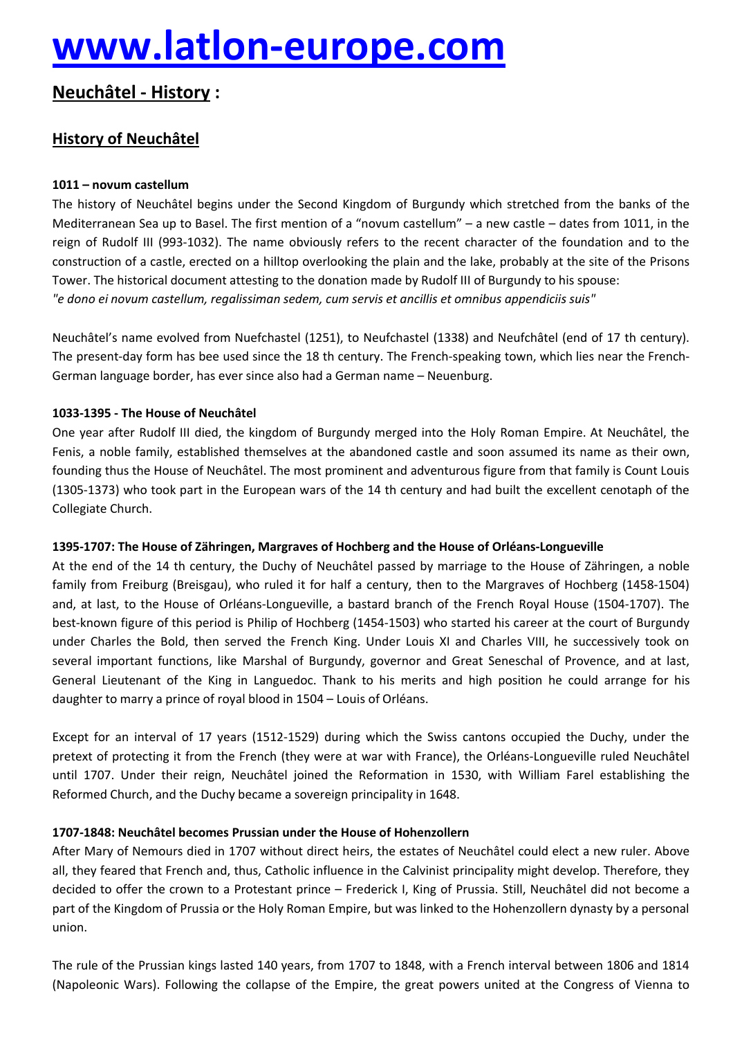# www.latlon-europe.com

## Neuchâtel - History :

## History of Neuchâtel

**1011 – novum castellum**

The history of Neuchâtel begins under the Second Kingdom of Burgundy which stretched from the banks of the Mediterranean Sea up to Basel. The first mention of a "novum castellum" – a new castle – dates from 1011, in the reign of Rudolf III (993-1032). The name obviously refers to the recent character of the foundation and to the construction of a castle, erected on a hilltop overlooking the plain and the lake, probably at the site of the Prisons Tower. The historical document attesting to the donation made by Rudolf III of Burgundy to his spouse:

*"e dono ei novum castellum, regalissiman sedem, cum servis et ancillis et omnibus appendiciis suis"*

Neuchâtel's name evolved from Nuefchastel (1251), to Neufchastel (1338) and Neufchâtel (end of 17 th century). The present-day form has bee used since the 18 th century. The French-speaking town, which lies near the French-German language border, has ever since also had a German name – Neuenburg.

**1033-1395 - The House of Neuchâtel**

One year after Rudolf III died, the kingdom of Burgundy merged into the Holy Roman Empire. At Neuchâtel, the Fenis, a noble family, established themselves at the abandoned castle and soon assumed its name as their own, founding thus the House of Neuchâtel. The most prominent and adventurous figure from that family is Count Louis (1305-1373) who took part in the European wars of the 14 th century and had built the excellent cenotaph of the Collegiate Church.

**1395-1707: The House of Zähringen, Margraves of Hochberg and the House of Orléans-Longueville**

At the end of the 14 th century, the Duchy of Neuchâtel passed by marriage to the House of Zähringen, a noble family from Freiburg (Breisgau), who ruled it for half a century, then to the Margraves of Hochberg (1458-1504) and, at last, to the House of Orléans-Longueville, a bastard branch of the French Royal House (1504-1707). The best-known figure of this period is Philip of Hochberg (1454-1503) who started his career at the court of Burgundy under Charles the Bold, then served the French King. Under Louis XI and Charles VIII, he successively took on several important functions, like Marshal of Burgundy, governor and Great Seneschal of Provence, and at last, General Lieutenant of the King in Languedoc. Thank to his merits and high position he could arrange for his daughter to marry a prince of royal blood in 1504 – Louis of Orléans.

Except for an interval of 17 years (1512-1529) during which the Swiss cantons occupied the Duchy, under the pretext of protecting it from the French (they were at war with France), the Orléans-Longueville ruled Neuchâtel until 1707. Under their reign, Neuchâtel joined the Reformation in 1530, with William Farel establishing the Reformed Church, and the Duchy became a sovereign principality in 1648.

**1707-1848: Neuchâtel becomes Prussian under the House of Hohenzollern**

After Mary of Nemours died in 1707 without direct heirs, the estates of Neuchâtel could elect a new ruler. Above all, they feared that French and, thus, Catholic influence in the Calvinist principality might develop. Therefore, they decided to offer the crown to a Protestant prince – Frederick I, King of Prussia. Still, Neuchâtel did not become a part of the Kingdom of Prussia or the Holy Roman Empire, but was linked to the Hohenzollern dynasty by a personal union.

The rule of the Prussian kings lasted 140 years, from 1707 to 1848, with a French interval between 1806 and 1814 (Napoleonic Wars). Following the collapse of the Empire, the great powers united at the Congress of Vienna to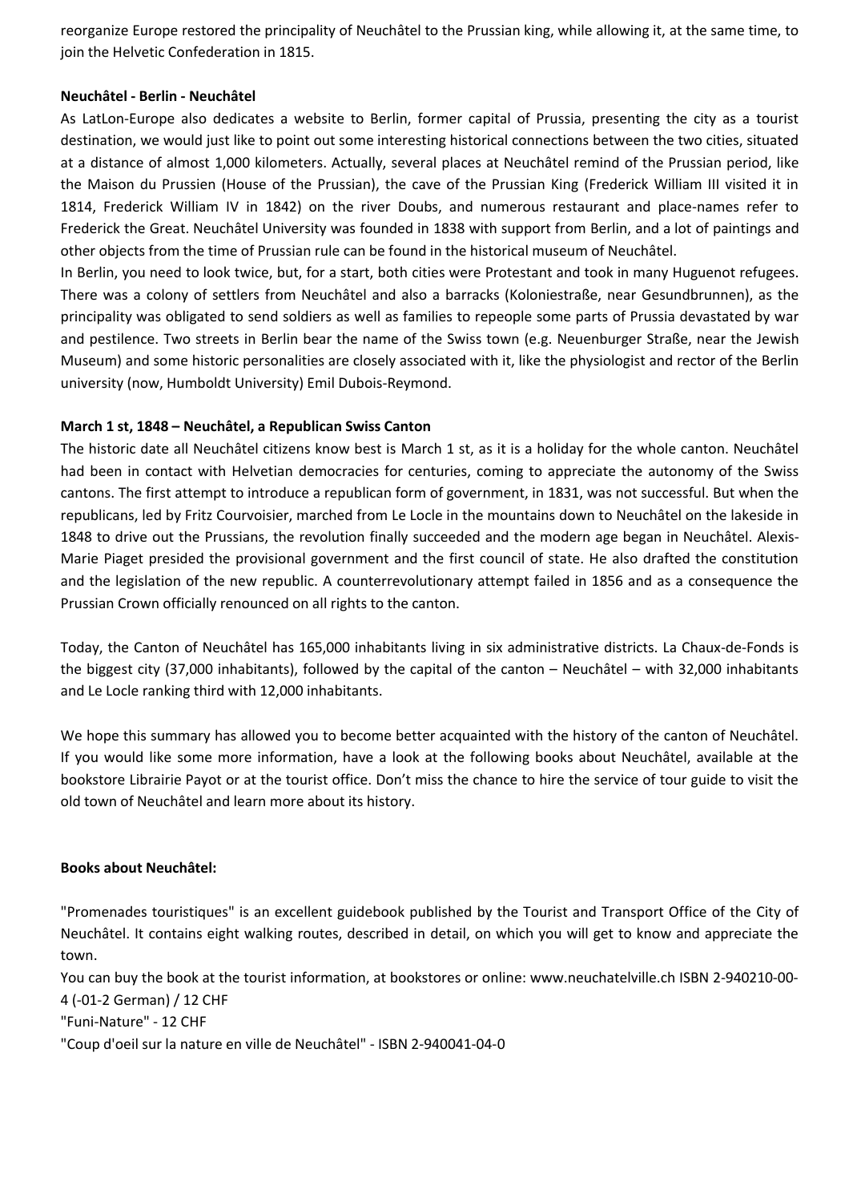reorganize Europe restored the principality of Neuchâtel to the Prussian king, while allowing it, at the same time, to join the Helvetic Confederation in 1815.

**Neuchâtel - Berlin - Neuchâtel**

As LatLon-Europe also dedicates a website to Berlin, former capital of Prussia, presenting the city as a tourist destination, we would just like to point out some interesting historical connections between the two cities, situated at a distance of almost 1,000 kilometers. Actually, several places at Neuchâtel remind of the Prussian period, like the Maison du Prussien (House of the Prussian), the cave of the Prussian King (Frederick William III visited it in 1814, Frederick William IV in 1842) on the river Doubs, and numerous restaurant and place-names refer to Frederick the Great. Neuchâtel University was founded in 1838 with support from Berlin, and a lot of paintings and other objects from the time of Prussian rule can be found in the historical museum of Neuchâtel.

In Berlin, you need to look twice, but, for a start, both cities were Protestant and took in many Huguenot refugees. There was a colony of settlers from Neuchâtel and also a barracks (Koloniestraße, near Gesundbrunnen), as the principality was obligated to send soldiers as well as families to repeople some parts of Prussia devastated by war and pestilence. Two streets in Berlin bear the name of the Swiss town (e.g. Neuenburger Straße, near the Jewish Museum) and some historic personalities are closely associated with it, like the physiologist and rector of the Berlin university (now, Humboldt University) Emil Dubois-Reymond.

**March 1 st, 1848 – Neuchâtel, a Republican Swiss Canton**

The historic date all Neuchâtel citizens know best is March 1 st, as it is a holiday for the whole canton. Neuchâtel had been in contact with Helvetian democracies for centuries, coming to appreciate the autonomy of the Swiss cantons. The first attempt to introduce a republican form of government, in 1831, was not successful. But when the republicans, led by Fritz Courvoisier, marched from Le Locle in the mountains down to Neuchâtel on the lakeside in 1848 to drive out the Prussians, the revolution finally succeeded and the modern age began in Neuchâtel. Alexis-Marie Piaget presided the provisional government and the first council of state. He also drafted the constitution and the legislation of the new republic. A counterrevolutionary attempt failed in 1856 and as a consequence the Prussian Crown officially renounced on all rights to the canton.

Today, the Canton of Neuchâtel has 165,000 inhabitants living in six administrative districts. La Chaux-de-Fonds is the biggest city (37,000 inhabitants), followed by the capital of the canton – Neuchâtel – with 32,000 inhabitants and Le Locle ranking third with 12,000 inhabitants.

We hope this summary has allowed you to become better acquainted with the history of the canton of Neuchâtel. If you would like some more information, have a look at the following books about Neuchâtel, available at the bookstore Librairie Payot or at the tourist office. Don't miss the chance to hire the service of tour guide to visit the old town of Neuchâtel and learn more about its history.

**Books about Neuchâtel:**

"Promenades touristiques" is an excellent guidebook published by the Tourist and Transport Office of the City of Neuchâtel. It contains eight walking routes, described in detail, on which you will get to know and appreciate the town.

You can buy the book at the tourist information, at bookstores or online: www.neuchatelville.ch ISBN 2-940210-00-4 (-01-2 German) / 12 CHF

"Funi-Nature" - 12 CHF

"Coup d'oeil sur la nature en ville de Neuchâtel" - ISBN 2-940041-04-0